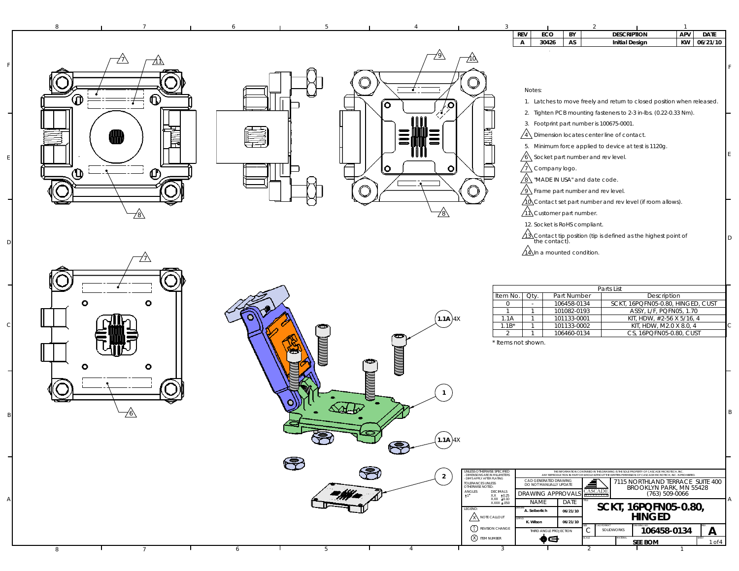| REV | ECO | BY | DESCRIPTION | APV | DATE |
|---|---|---|---|---|---|
| A | 30426 | AS | Initial Design | KW | 06/21/10 |

Notes:

1. Latches to move freely and return to closed position when released.
2. Tighten PCB mounting fasteners to 2-3 in-lbs. (0.22-0.33 Nm).
3. Footprint part number is 100675-0001.
4. Dimension locates center line of contact.
5. Minimum force applied to device at test is 1120g.
6. Socket part number and rev level.
7. Company logo.
8. "MADE IN USA" and date code.
9. Frame part number and rev level.
10. Contact set part number and rev level (if room allows).
11. Customer part number.
12. Socket is RoHS compliant.
13. Contact tip position (tip is defined as the highest point of the contact).
14. In a mounted condition.

| Parts List | | | |
|---|---|---|---|
| Item No. | Qty. | Part Number | Description |
| 0 | - | 106458-0134 | SCKT, 16PQFN05-0.80, HINGED, CUST |
| 1 | 1 | 101082-0193 | ASSY, L/F, PQFN05, 1.70 |
| 1.1A | 1 | 101133-0001 | KIT, HDW, #2-56 X 5/16, 4 |
| 1.1B* | 1 | 101133-0002 | KIT, HDW, M2.0 X 8.0, 4 |
| 2 | 1 | 106460-0134 | CS, 16PQFN05-0.80, CUST |

* Items not shown.

1.1A 4X

1

1.1A 4X

2

UNLESS OTHERWISE SPECIFIED
- DIMENSIONS ARE IN MILLIMETERS
- DIM'S APPLY AFTER PLATING
TOLERANCES UNLESS OTHERWISE NOTED:
ANGLES ±1°
DECIMALS X.X ±0.25, X.XX ±0.10, X.XXX ±.050

LEGEND: NOTE CALLOUT; REVISION CHANGE; ITEM NUMBER

THE INFORMATION CONTAINED IN THIS DRAWING IS THE SOLE PROPERTY OF CASCADE MICROTECH, INC. ANY REPRODUCTION IN PART OR WHOLE WITHOUT THE WRITTEN PERMISSION OF CASCADE MICROTECH, INC. IS PROHIBITED.

CAD GENERATED DRAWING
DO NOT MANUALLY UPDATE

DRAWING APPROVALS

| | NAME | DATE |
|---|---|---|
| DRAWN | A. Seiberlich | 06/21/10 |
| APPVD | K. Wilson | 06/21/10 |

THIRD ANGLE PROJECTION

CASCADE MICROTECH

7115 NORTHLAND TERRACE SUITE 400
BROOKLYN PARK, MN 55428
(763) 509-0066

TITLE: SCKT, 16PQFN05-0.80, HINGED

SIZE: C | CAD FORMAT: SOLIDWORKS | DRAWING NO: 106458-0134 | REV: A

MATERIAL: SEE BOM | SHEET: 1 of 4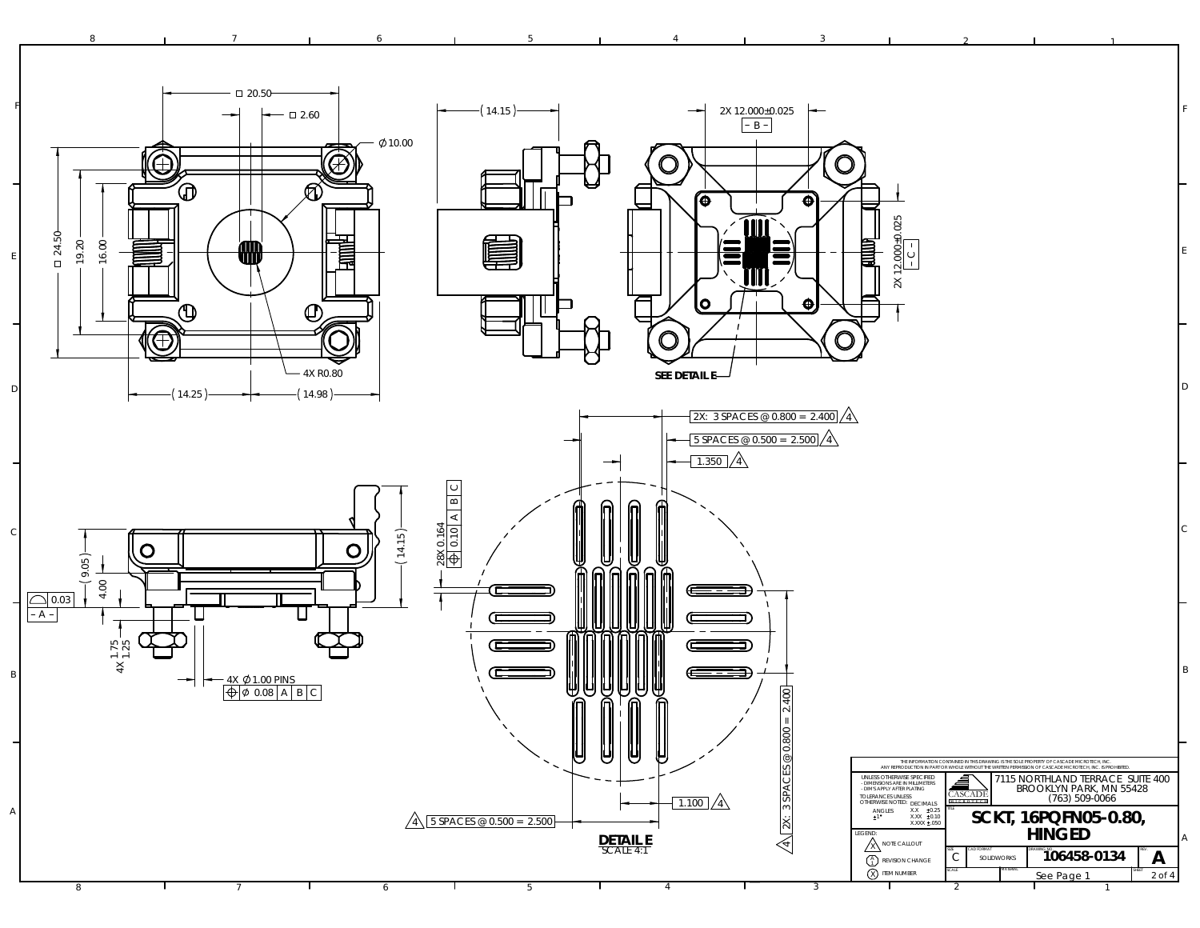□ 20.50

□ 2.60

Ø 10.00

□ 24.50

19.20

16.00

4X R0.80

(14.25)

(14.98)

(14.15)

2X 12.000±0.025

– B –

2X 12.000±0.025

– C –

SEE DETAIL E

2X: 3 SPACES @ 0.800 = 2.400 (4)

5 SPACES @ 0.500 = 2.500 (4)

1.350 (4)

28X 0.164

⌖ 0.10 | A | B | C

(9.05)

4.00

⌓ 0.03

– A –

(14.15)

4X 1.75 / 1.25

4X Ø1.00 PINS

⌖ Ø 0.08 | A | B | C

1.100 (4)

(4) 5 SPACES @ 0.500 = 2.500

(4) 2X: 3 SPACES @ 0.800 = 2.400

**DETAIL E**
SCALE 4:1

THE INFORMATION CONTAINED IN THIS DRAWING IS THE SOLE PROPERTY OF CASCADE MICROTECH, INC. ANY REPRODUCTION IN PART OR WHOLE WITHOUT THE WRITTEN PERMISSION OF CASCADE MICROTECH, INC. IS PROHIBITED.

UNLESS OTHERWISE SPECIFIED
- DIMENSIONS ARE IN MILLIMETERS
- DIM'S APPLY AFTER PLATING

TOLERANCES UNLESS OTHERWISE NOTED:

| ANGLES | DECIMALS | |
|---|---|---|
| ±1° | X.X | ±0.25 |
| | X.XX | ±0.10 |
| | X.XXX | ±.050 |

LEGEND:
- (X) NOTE CALLOUT
- (A/1) REVISION CHANGE
- (X) ITEM NUMBER

CASCADE MICROTECH

7115 NORTHLAND TERRACE SUITE 400
BROOKLYN PARK, MN 55428
(763) 509-0066

TITLE: **SCKT, 16PQFN05-0.80, HINGED**

| SIZE | CAD FORMAT | DRAWING NO. | REV. |
|---|---|---|---|
| C | SOLIDWORKS | 106458-0134 | A |

| SCALE | MATERIAL | SHEET |
|---|---|---|
| | See Page 1 | 2 of 4 |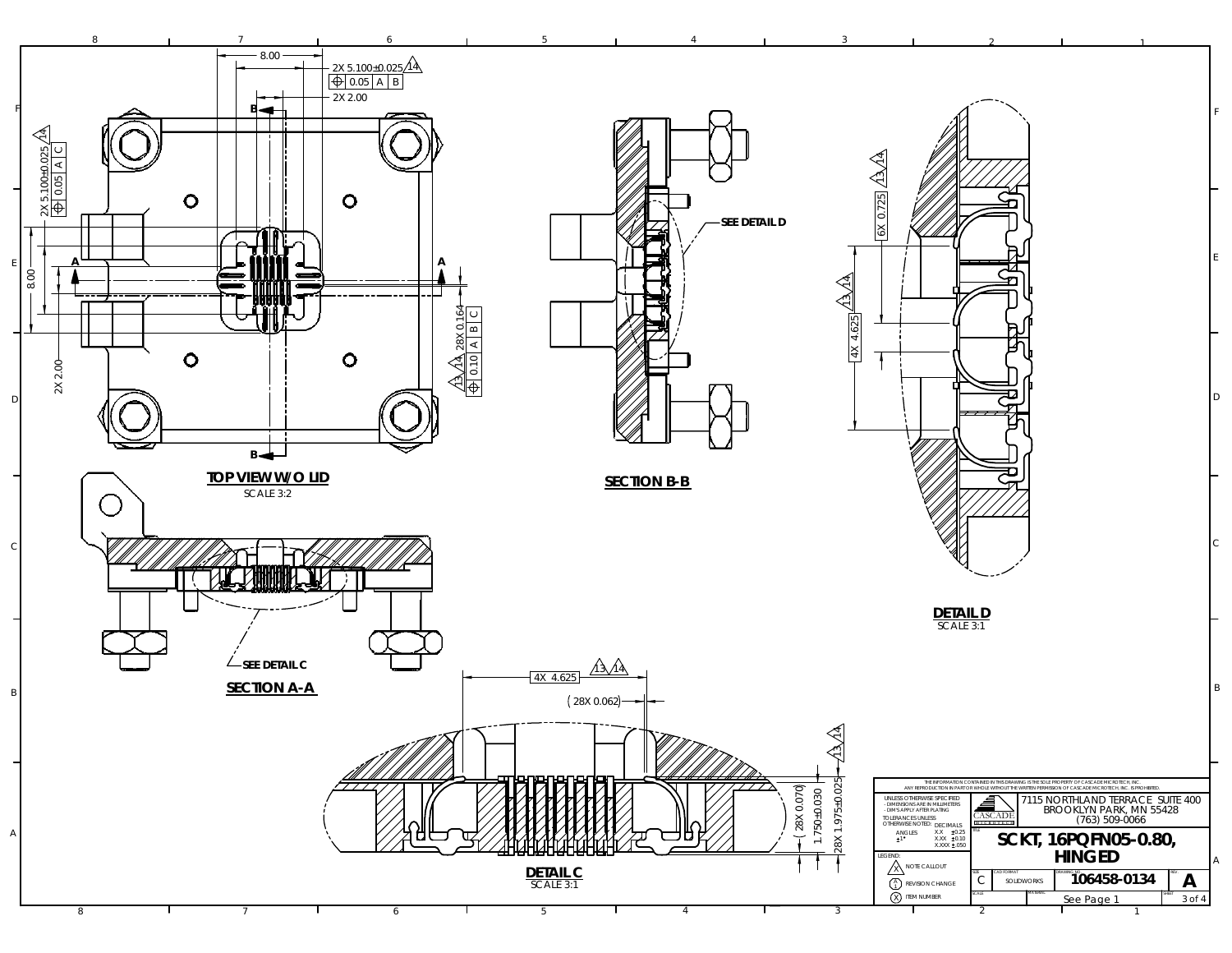## TOP VIEW W/O LID

SCALE 3:2

8.00

2X 5.100±0.025 14

⊕ 0.05 A B

2X 2.00

2X 5.100±0.025 14

⊕ 0.05 A C

8.00

2X 2.00

28X 0.164 13 14

⊕ 0.10 A B C

## SECTION B-B

SEE DETAIL D

## DETAIL D

SCALE 3:1

6X 0.725 13 14

4X 4.625 13 14

## SECTION A-A

SEE DETAIL C

## DETAIL C

SCALE 3:1

4X 4.625 13 14

(28X 0.062)

(28X 0.070)

1.750±0.030

28X 1.975±0.025 13 14

THE INFORMATION CONTAINED IN THIS DRAWING IS THE SOLE PROPERTY OF CASCADE MICROTECH, INC. ANY REPRODUCTION IN PART OR WHOLE WITHOUT THE WRITTEN PERMISSION OF CASCADE MICROTECH, INC. IS PROHIBITED.

UNLESS OTHERWISE SPECIFIED
- DIMENSIONS ARE IN MILLIMETERS
- DIM'S APPLY AFTER PLATING

TOLERANCES UNLESS OTHERWISE NOTED:

| ANGLES | DECIMALS | |
|---|---|---|
| ±1° | X.X | ±0.25 |
| | X.XX | ±0.10 |
| | X.XXX | ±.050 |

LEGEND:
- NOTE CALLOUT
- REVISION CHANGE
- ITEM NUMBER

CASCADE MICROTECH

7115 NORTHLAND TERRACE SUITE 400
BROOKLYN PARK, MN 55428
(763) 509-0066

TITLE: SCKT, 16PQFN05-0.80, HINGED

| SIZE | CAD FORMAT | DRAWING NO. | REV. |
|---|---|---|---|
| C | SOLIDWORKS | 106458-0134 | A |

SCALE: | MATERIAL: See Page 1 | SHEET 3 of 4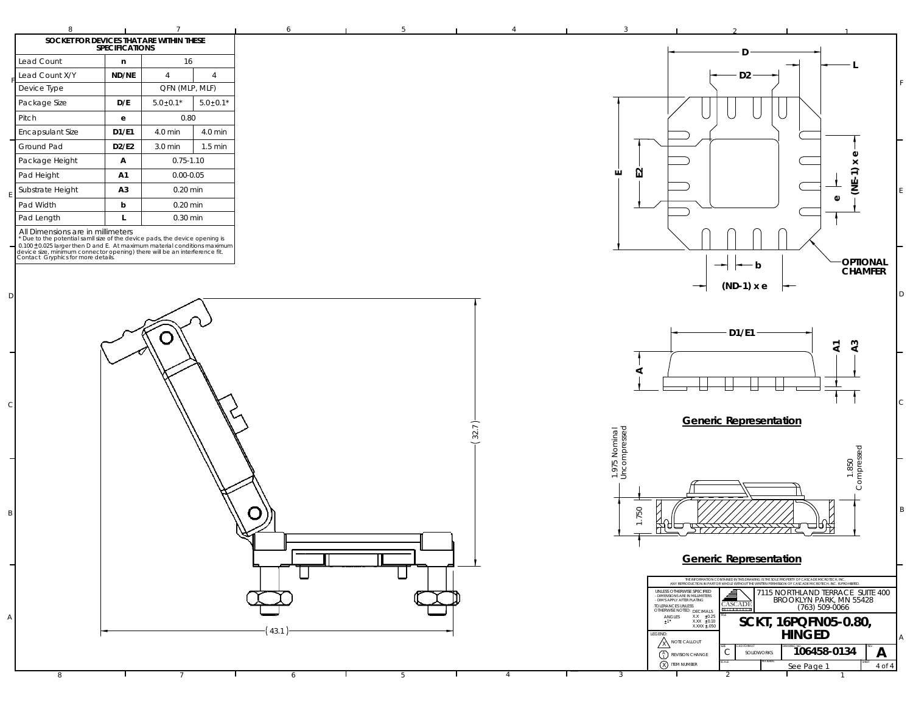| SOCKET FOR DEVICES THAT ARE WITHIN THESE SPECIFICATIONS | | | |
|---|---|---|---|
| Lead Count | n | 16 | |
| Lead Count X/Y | ND/NE | 4 | 4 |
| Device Type | | QFN (MLP, MLF) | |
| Package Size | D/E | 5.0±0.1* | 5.0±0.1* |
| Pitch | e | 0.80 | |
| Encapsulant Size | D1/E1 | 4.0 min | 4.0 min |
| Ground Pad | D2/E2 | 3.0 min | 1.5 min |
| Package Height | A | 0.75-1.10 | |
| Pad Height | A1 | 0.00-0.05 | |
| Substrate Height | A3 | 0.20 min | |
| Pad Width | b | 0.20 min | |
| Pad Length | L | 0.30 min | |

All Dimensions are in millimeters

\* Due to the potential samll size of the device pads, the device opening is 0.100±0.025 larger then D and E. At maximum material conditions maximum device size, minimum connector opening) there will be an interference fit. Contact Gryphics for more details.

D
D2
L
E
E2
(NE-1) x e
e
b
(ND-1) x e
OPTIONAL CHAMFER

D1/E1
A
A1
A3

**Generic Representation**

1.975 Nominal Uncompressed
1.750
1.850 Compressed

**Generic Representation**

(32.7)
(43.1)

THE INFORMATION CONTAINED IN THIS DRAWING IS THE SOLE PROPERTY OF CASCADE MICROTECH, INC. ANY REPRODUCTION IN PART OR WHOLE WITHOUT THE WRITTEN PERMISSION OF CASCADE MICROTECH, INC. IS PROHIBITED.

UNLESS OTHERWISE SPECIFIED
- DIMENSIONS ARE IN MILLIMETERS
- DIM'S APPLY AFTER PLATING

TOLERANCES UNLESS OTHERWISE NOTED:
ANGLES ±1°
DECIMALS X.X ±0.25, X.XX ±0.10, X.XXX ±.050

LEGEND:
X NOTE CALLOUT
A REVISION CHANGE
X ITEM NUMBER

CASCADE MICROTECH

7115 NORTHLAND TERRACE SUITE 400
BROOKLYN PARK, MN 55428
(763) 509-0066

**SCKT, 16PQFN05-0.80, HINGED**

SIZE: C | CAD FORMAT: SOLIDWORKS | DRAWING NO.: 106458-0134 | REV: A

SCALE: See Page 1